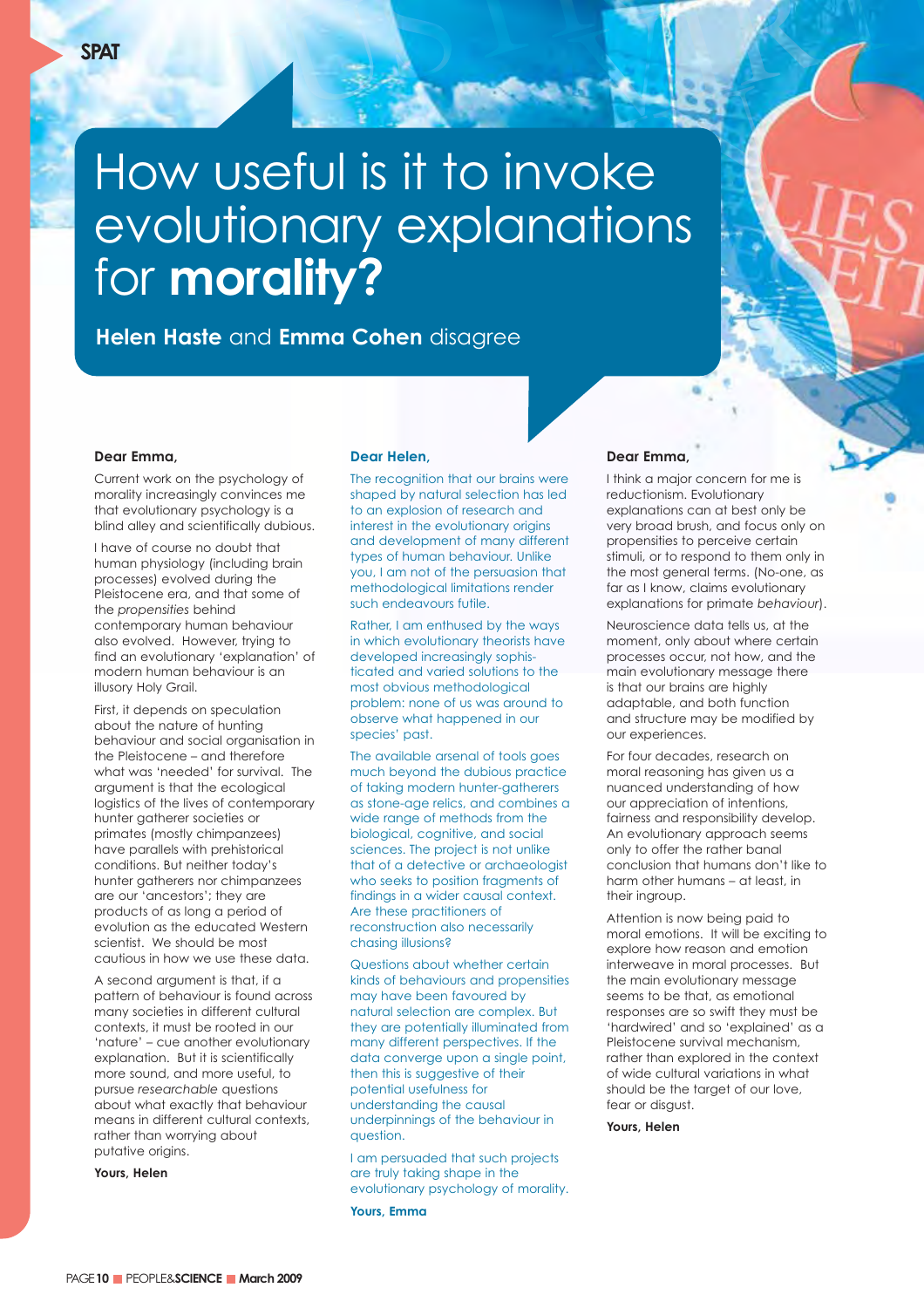SPAT

# How useful is it to invoke evolutionary explanations for **morality?**

**Helen Haste** and **Emma Cohen** disagree

**Dear Emma,**

Current work on the psychology of morality increasingly convinces me that evolutionary psychology is a blind alley and scientifically dubious.

I have of course no doubt that human physiology (including brain processes) evolved during the Pleistocene era, and that some of the *propensities* behind contemporary human behaviour also evolved. However, trying to find an evolutionary 'explanation' of modern human behaviour is an illusory Holy Grail.

First, it depends on speculation about the nature of hunting behaviour and social organisation in the Pleistocene – and therefore what was 'needed' for survival. The argument is that the ecological logistics of the lives of contemporary hunter gatherer societies or primates (mostly chimpanzees) have parallels with prehistorical conditions. But neither today's hunter gatherers nor chimpanzees are our 'ancestors'; they are products of as long a period of evolution as the educated Western scientist. We should be most cautious in how we use these data.

A second argument is that, if a pattern of behaviour is found across many societies in different cultural contexts, it must be rooted in our 'nature' – cue another evolutionary explanation. But it is scientifically more sound, and more useful, to pursue *researchable* questions about what exactly that behaviour means in different cultural contexts, rather than worrying about putative origins.

**Yours, Helen**

**Dear Helen,**

The recognition that our brains were shaped by natural selection has led to an explosion of research and interest in the evolutionary origins and development of many different types of human behaviour. Unlike you, I am not of the persuasion that methodological limitations render such endeavours futile.

Rather, I am enthused by the ways in which evolutionary theorists have developed increasingly sophisticated and varied solutions to the most obvious methodological problem: none of us was around to observe what happened in our species' past.

The available arsenal of tools goes much beyond the dubious practice of taking modern hunter-gatherers as stone-age relics, and combines a wide range of methods from the biological, cognitive, and social sciences. The project is not unlike that of a detective or archaeologist who seeks to position fragments of findings in a wider causal context. Are these practitioners of reconstruction also necessarily chasing illusions?

Questions about whether certain kinds of behaviours and propensities may have been favoured by natural selection are complex. But they are potentially illuminated from many different perspectives. If the data converge upon a single point, then this is suggestive of their potential usefulness for understanding the causal underpinnings of the behaviour in question.

I am persuaded that such projects are truly taking shape in the evolutionary psychology of morality.

**Yours, Emma**

**Dear Emma,**

I think a major concern for me is reductionism. Evolutionary explanations can at best only be very broad brush, and focus only on propensities to perceive certain stimuli, or to respond to them only in the most general terms. (No-one, as far as I know, claims evolutionary explanations for primate *behaviour*).

Neuroscience data tells us, at the moment, only about where certain processes occur, not how, and the main evolutionary message there is that our brains are highly adaptable, and both function and structure may be modified by our experiences.

For four decades, research on moral reasoning has given us a nuanced understanding of how our appreciation of intentions, fairness and responsibility develop. An evolutionary approach seems only to offer the rather banal conclusion that humans don't like to harm other humans – at least, in their ingroup.

Attention is now being paid to moral emotions. It will be exciting to explore how reason and emotion interweave in moral processes. But the main evolutionary message seems to be that, as emotional responses are so swift they must be 'hardwired' and so 'explained' as a Pleistocene survival mechanism, rather than explored in the context of wide cultural variations in what should be the target of our love, fear or disgust.

**Yours, Helen**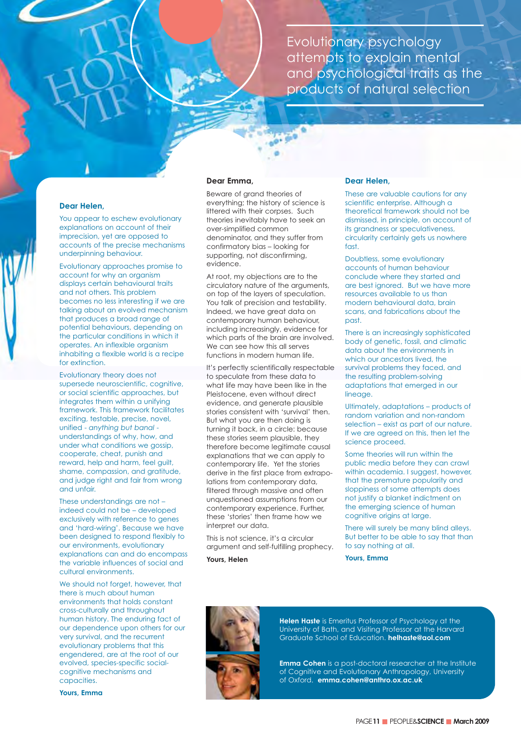Evolutionary psychology attempts to explain mental and psychological traits as the products of natural selection

**Dear Helen,**

You appear to eschew evolutionary explanations on account of their imprecision, yet are opposed to accounts of the precise mechanisms underpinning behaviour.

Evolutionary approaches promise to account for why an organism displays certain behavioural traits and not others. This problem becomes no less interesting if we are talking about an evolved mechanism that produces a broad range of potential behaviours, depending on the particular conditions in which it operates. An inflexible organism inhabiting a flexible world is a recipe for extinction.

Evolutionary theory does not supersede neuroscientific, cognitive, or social scientific approaches, but integrates them within a unifying framework. This framework facilitates exciting, testable, precise, novel, unified - *anything but banal* - understandings of why, how, and under what conditions we gossip, cooperate, cheat, punish and reward, help and harm, feel guilt, shame, compassion, and gratitude, and judge right and fair from wrong and unfair.

These understandings are not – indeed could not be – developed exclusively with reference to genes and 'hard-wiring'. Because we have been designed to respond flexibly to our environments, evolutionary explanations can and do encompass the variable influences of social and cultural environments.

We should not forget, however, that there is much about human environments that holds constant cross-culturally and throughout human history. The enduring fact of our dependence upon others for our very survival, and the recurrent evolutionary problems that this engendered, are at the root of our evolved, species-specific social-cognitive mechanisms and capacities.

**Yours, Emma**

**Dear Emma,**

Beware of grand theories of everything; the history of science is littered with their corpses. Such theories inevitably have to seek an over-simplified common denominator, and they suffer from confirmatory bias – looking for supporting, not disconfirming, evidence.

At root, my objections are to the circulatory nature of the arguments, on top of the layers of speculation. You talk of precision and testability. Indeed, we have great data on contemporary human behaviour, including increasingly, evidence for which parts of the brain are involved. We can see how this all serves functions in modern human life.

It's perfectly scientifically respectable to speculate from these data to what life may have been like in the Pleistocene, even without direct evidence, and generate plausible stories consistent with 'survival' then. But what you are then doing is turning it back, in a circle: because these stories seem plausible, they therefore become legitimate causal explanations that we can apply to contemporary life. Yet the stories derive in the first place from extrapolations from contemporary data, filtered through massive and often unquestioned assumptions from our contemporary experience. Further, these 'stories' then frame how we interpret our data.

This is not science, it's a circular argument and self-fulfilling prophecy.

**Yours, Helen**

**Dear Helen,**

These are valuable cautions for any scientific enterprise. Although a theoretical framework should not be dismissed, in principle, on account of its grandness or speculativeness, circularity certainly gets us nowhere fast.

Doubtless, some evolutionary accounts of human behaviour conclude where they started and are best ignored. But we have more resources available to us than modern behavioural data, brain scans, and fabrications about the past.

There is an increasingly sophisticated body of genetic, fossil, and climatic data about the environments in which our ancestors lived, the survival problems they faced, and the resulting problem-solving adaptations that emerged in our lineage.

Ultimately, adaptations – products of random variation and non-random selection – exist as part of our nature. If we are agreed on this, then let the science proceed.

Some theories will run within the public media before they can crawl within academia. I suggest, however, that the premature popularity and sloppiness of some attempts does not justify a blanket indictment on the emerging science of human cognitive origins at large.

There will surely be many blind alleys. But better to be able to say that than to say nothing at all.

**Yours, Emma**

**Helen Haste** is Emeritus Professor of Psychology at the University of Bath, and Visiting Professor at the Harvard Graduate School of Education. **helhaste@aol.com**

**Emma Cohen** is a post-doctoral researcher at the Institute of Cognitive and Evolutionary Anthropology, University of Oxford. **emma.cohen@anthro.ox.ac.uk**